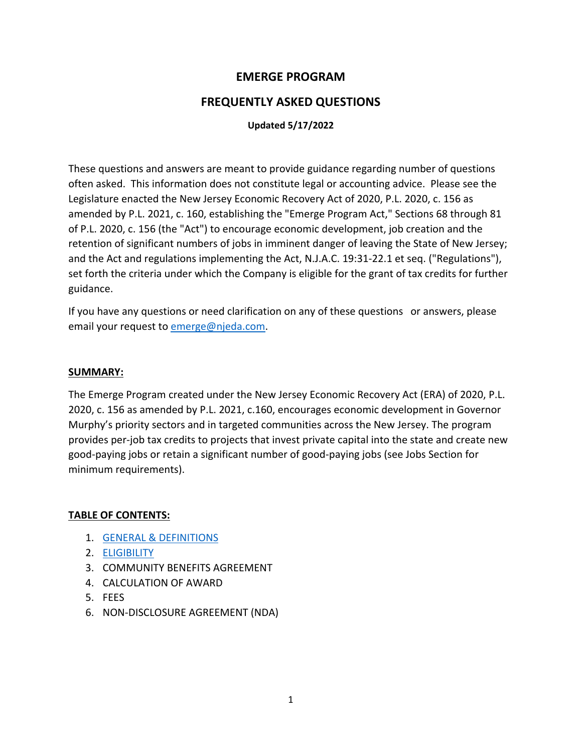# EMERGE PROGRAM

## FREQUENTLY ASKED QUESTIONS

**Updated 5/17/2022**

These questions and answers are meant to provide guidance regarding number of questions often asked. This information does not constitute legal or accounting advice. Please see the Legislature enacted the New Jersey Economic Recovery Act of 2020, P.L. 2020, c. 156 as amended by P.L. 2021, c. 160, establishing the "Emerge Program Act," Sections 68 through 81 of P.L. 2020, c. 156 (the "Act") to encourage economic development, job creation and the retention of significant numbers of jobs in imminent danger of leaving the State of New Jersey; and the Act and regulations implementing the Act, N.J.A.C. 19:31-22.1 et seq. ("Regulations"), set forth the criteria under which the Company is eligible for the grant of tax credits for further guidance.

If you have any questions or need clarification on any of these questions or answers, please email your request to emerge@njeda.com.

**SUMMARY:**

The Emerge Program created under the New Jersey Economic Recovery Act (ERA) of 2020, P.L. 2020, c. 156 as amended by P.L. 2021, c.160, encourages economic development in Governor Murphy's priority sectors and in targeted communities across the New Jersey. The program provides per-job tax credits to projects that invest private capital into the state and create new good-paying jobs or retain a significant number of good-paying jobs (see Jobs Section for minimum requirements).

**TABLE OF CONTENTS:**

1. GENERAL & DEFINITIONS
2. ELIGIBILITY
3. COMMUNITY BENEFITS AGREEMENT
4. CALCULATION OF AWARD
5. FEES
6. NON-DISCLOSURE AGREEMENT (NDA)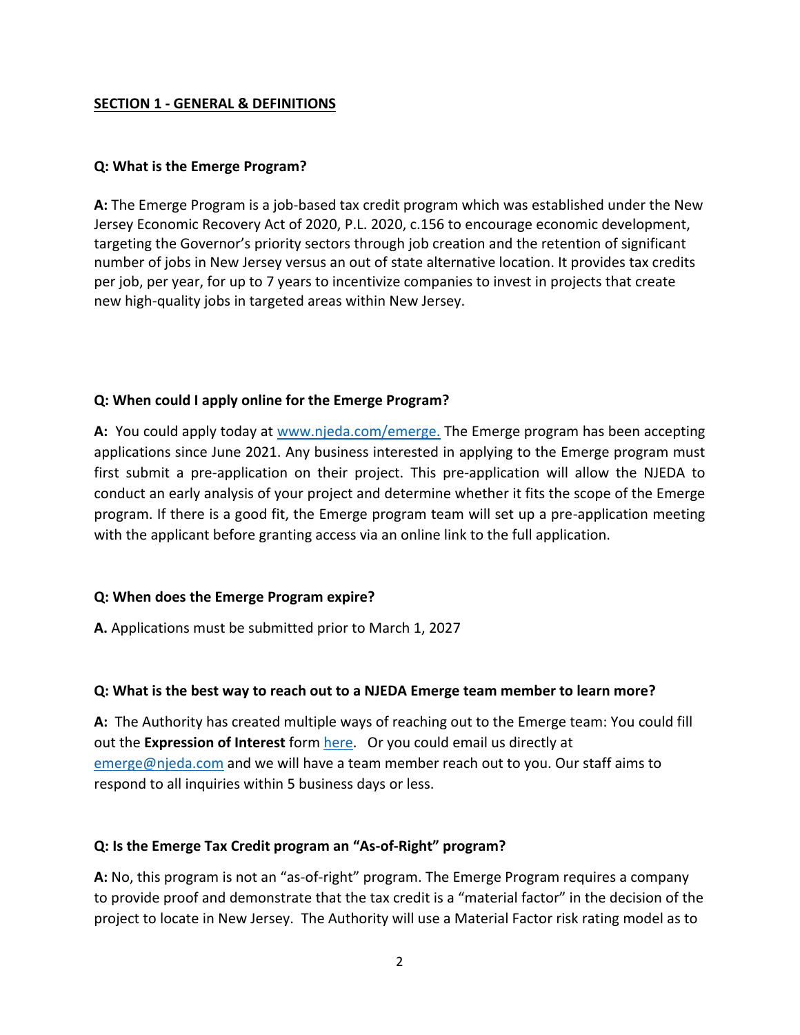## SECTION 1 - GENERAL & DEFINITIONS

**Q: What is the Emerge Program?**

**A:** The Emerge Program is a job-based tax credit program which was established under the New Jersey Economic Recovery Act of 2020, P.L. 2020, c.156 to encourage economic development, targeting the Governor's priority sectors through job creation and the retention of significant number of jobs in New Jersey versus an out of state alternative location. It provides tax credits per job, per year, for up to 7 years to incentivize companies to invest in projects that create new high-quality jobs in targeted areas within New Jersey.

**Q: When could I apply online for the Emerge Program?**

**A:** You could apply today at [www.njeda.com/emerge.](http://www.njeda.com/emerge) The Emerge program has been accepting applications since June 2021. Any business interested in applying to the Emerge program must first submit a pre-application on their project. This pre-application will allow the NJEDA to conduct an early analysis of your project and determine whether it fits the scope of the Emerge program. If there is a good fit, the Emerge program team will set up a pre-application meeting with the applicant before granting access via an online link to the full application.

**Q: When does the Emerge Program expire?**

**A.** Applications must be submitted prior to March 1, 2027

**Q: What is the best way to reach out to a NJEDA Emerge team member to learn more?**

**A:** The Authority has created multiple ways of reaching out to the Emerge team: You could fill out the **Expression of Interest** form here. Or you could email us directly at [emerge@njeda.com](mailto:emerge@njeda.com) and we will have a team member reach out to you. Our staff aims to respond to all inquiries within 5 business days or less.

**Q: Is the Emerge Tax Credit program an "As-of-Right" program?**

**A:** No, this program is not an "as-of-right" program. The Emerge Program requires a company to provide proof and demonstrate that the tax credit is a "material factor" in the decision of the project to locate in New Jersey. The Authority will use a Material Factor risk rating model as to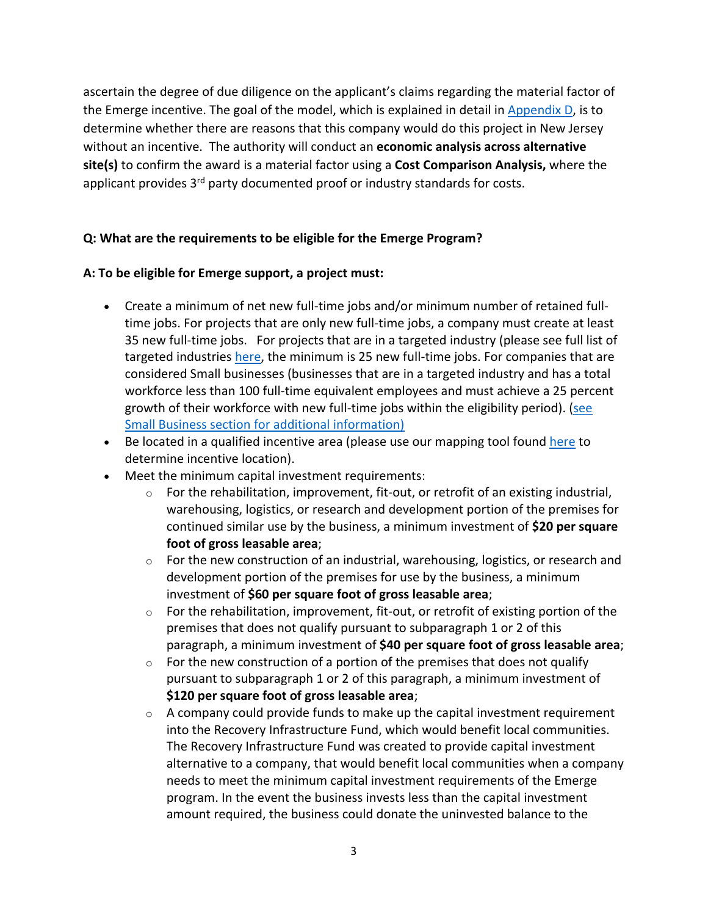ascertain the degree of due diligence on the applicant's claims regarding the material factor of the Emerge incentive. The goal of the model, which is explained in detail in Appendix D, is to determine whether there are reasons that this company would do this project in New Jersey without an incentive. The authority will conduct an **economic analysis across alternative site(s)** to confirm the award is a material factor using a **Cost Comparison Analysis,** where the applicant provides 3rd party documented proof or industry standards for costs.

**Q: What are the requirements to be eligible for the Emerge Program?**

**A: To be eligible for Emerge support, a project must:**

- Create a minimum of net new full-time jobs and/or minimum number of retained full-time jobs. For projects that are only new full-time jobs, a company must create at least 35 new full-time jobs. For projects that are in a targeted industry (please see full list of targeted industries here, the minimum is 25 new full-time jobs. For companies that are considered Small businesses (businesses that are in a targeted industry and has a total workforce less than 100 full-time equivalent employees and must achieve a 25 percent growth of their workforce with new full-time jobs within the eligibility period). (see Small Business section for additional information)
- Be located in a qualified incentive area (please use our mapping tool found here to determine incentive location).
- Meet the minimum capital investment requirements:
  - For the rehabilitation, improvement, fit-out, or retrofit of an existing industrial, warehousing, logistics, or research and development portion of the premises for continued similar use by the business, a minimum investment of **$20 per square foot of gross leasable area**;
  - For the new construction of an industrial, warehousing, logistics, or research and development portion of the premises for use by the business, a minimum investment of **$60 per square foot of gross leasable area**;
  - For the rehabilitation, improvement, fit-out, or retrofit of existing portion of the premises that does not qualify pursuant to subparagraph 1 or 2 of this paragraph, a minimum investment of **$40 per square foot of gross leasable area**;
  - For the new construction of a portion of the premises that does not qualify pursuant to subparagraph 1 or 2 of this paragraph, a minimum investment of **$120 per square foot of gross leasable area**;
  - A company could provide funds to make up the capital investment requirement into the Recovery Infrastructure Fund, which would benefit local communities. The Recovery Infrastructure Fund was created to provide capital investment alternative to a company, that would benefit local communities when a company needs to meet the minimum capital investment requirements of the Emerge program. In the event the business invests less than the capital investment amount required, the business could donate the uninvested balance to the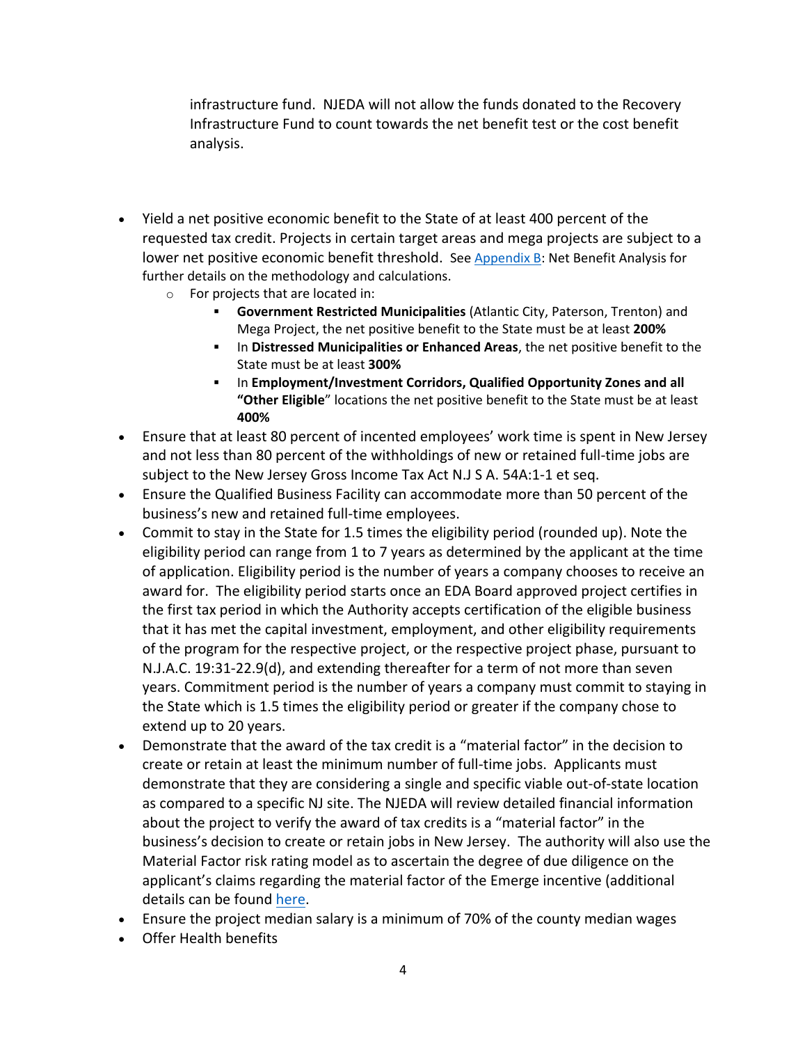infrastructure fund. NJEDA will not allow the funds donated to the Recovery Infrastructure Fund to count towards the net benefit test or the cost benefit analysis.

- Yield a net positive economic benefit to the State of at least 400 percent of the requested tax credit. Projects in certain target areas and mega projects are subject to a lower net positive economic benefit threshold. See [Appendix B](): Net Benefit Analysis for further details on the methodology and calculations.
  - For projects that are located in:
    - **Government Restricted Municipalities** (Atlantic City, Paterson, Trenton) and Mega Project, the net positive benefit to the State must be at least **200%**
    - In **Distressed Municipalities or Enhanced Areas**, the net positive benefit to the State must be at least **300%**
    - In **Employment/Investment Corridors, Qualified Opportunity Zones and all "Other Eligible**" locations the net positive benefit to the State must be at least **400%**
- Ensure that at least 80 percent of incented employees' work time is spent in New Jersey and not less than 80 percent of the withholdings of new or retained full-time jobs are subject to the New Jersey Gross Income Tax Act N.J S A. 54A:1-1 et seq.
- Ensure the Qualified Business Facility can accommodate more than 50 percent of the business's new and retained full-time employees.
- Commit to stay in the State for 1.5 times the eligibility period (rounded up). Note the eligibility period can range from 1 to 7 years as determined by the applicant at the time of application. Eligibility period is the number of years a company chooses to receive an award for. The eligibility period starts once an EDA Board approved project certifies in the first tax period in which the Authority accepts certification of the eligible business that it has met the capital investment, employment, and other eligibility requirements of the program for the respective project, or the respective project phase, pursuant to N.J.A.C. 19:31-22.9(d), and extending thereafter for a term of not more than seven years. Commitment period is the number of years a company must commit to staying in the State which is 1.5 times the eligibility period or greater if the company chose to extend up to 20 years.
- Demonstrate that the award of the tax credit is a "material factor" in the decision to create or retain at least the minimum number of full-time jobs. Applicants must demonstrate that they are considering a single and specific viable out-of-state location as compared to a specific NJ site. The NJEDA will review detailed financial information about the project to verify the award of tax credits is a "material factor" in the business's decision to create or retain jobs in New Jersey. The authority will also use the Material Factor risk rating model as to ascertain the degree of due diligence on the applicant's claims regarding the material factor of the Emerge incentive (additional details can be found [here]().
- Ensure the project median salary is a minimum of 70% of the county median wages
- Offer Health benefits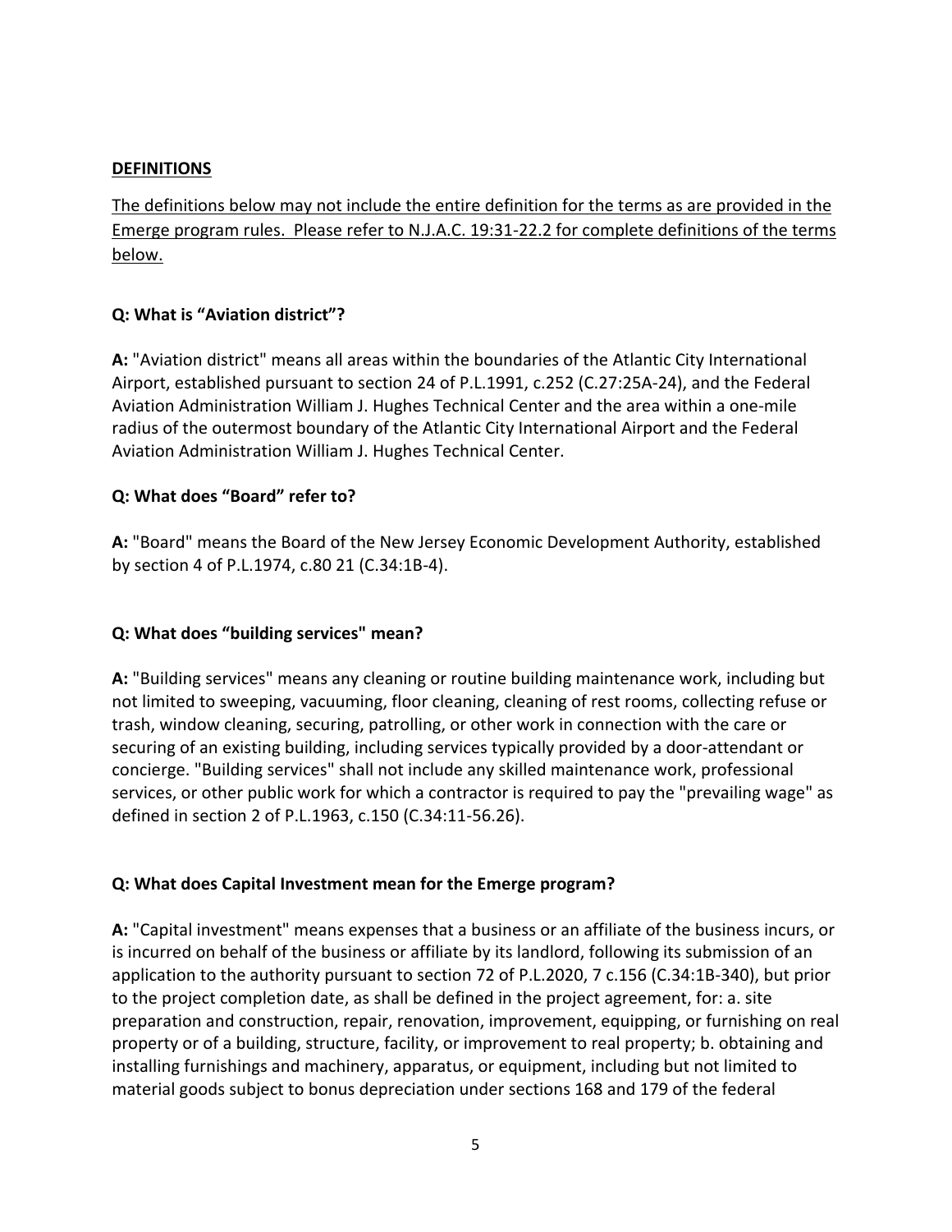## DEFINITIONS

The definitions below may not include the entire definition for the terms as are provided in the Emerge program rules. Please refer to N.J.A.C. 19:31-22.2 for complete definitions of the terms below.

**Q: What is “Aviation district”?**

**A:** "Aviation district" means all areas within the boundaries of the Atlantic City International Airport, established pursuant to section 24 of P.L.1991, c.252 (C.27:25A-24), and the Federal Aviation Administration William J. Hughes Technical Center and the area within a one-mile radius of the outermost boundary of the Atlantic City International Airport and the Federal Aviation Administration William J. Hughes Technical Center.

**Q: What does “Board” refer to?**

**A:** "Board" means the Board of the New Jersey Economic Development Authority, established by section 4 of P.L.1974, c.80 21 (C.34:1B-4).

**Q: What does “building services" mean?**

**A:** "Building services" means any cleaning or routine building maintenance work, including but not limited to sweeping, vacuuming, floor cleaning, cleaning of rest rooms, collecting refuse or trash, window cleaning, securing, patrolling, or other work in connection with the care or securing of an existing building, including services typically provided by a door-attendant or concierge. "Building services" shall not include any skilled maintenance work, professional services, or other public work for which a contractor is required to pay the "prevailing wage" as defined in section 2 of P.L.1963, c.150 (C.34:11-56.26).

**Q: What does Capital Investment mean for the Emerge program?**

**A:** "Capital investment" means expenses that a business or an affiliate of the business incurs, or is incurred on behalf of the business or affiliate by its landlord, following its submission of an application to the authority pursuant to section 72 of P.L.2020, 7 c.156 (C.34:1B-340), but prior to the project completion date, as shall be defined in the project agreement, for: a. site preparation and construction, repair, renovation, improvement, equipping, or furnishing on real property or of a building, structure, facility, or improvement to real property; b. obtaining and installing furnishings and machinery, apparatus, or equipment, including but not limited to material goods subject to bonus depreciation under sections 168 and 179 of the federal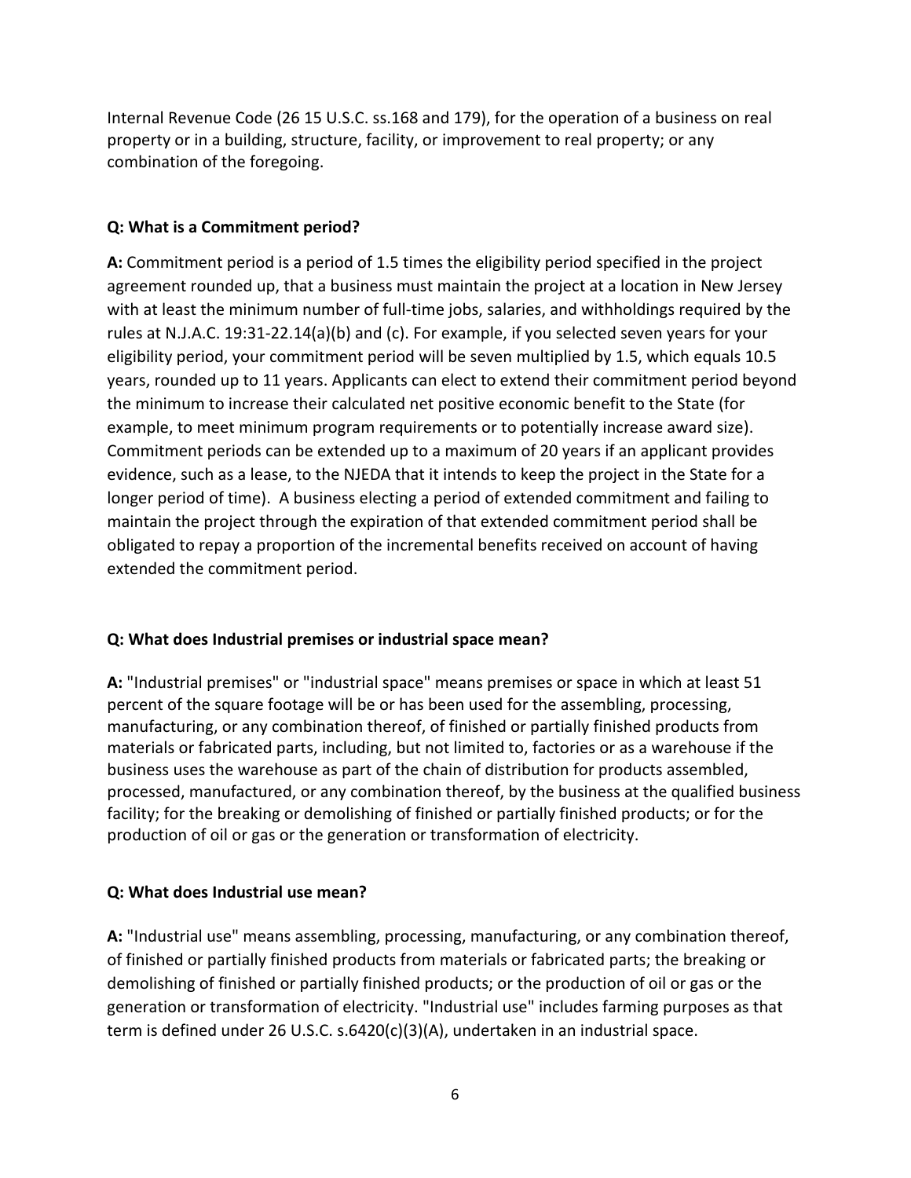Internal Revenue Code (26 15 U.S.C. ss.168 and 179), for the operation of a business on real property or in a building, structure, facility, or improvement to real property; or any combination of the foregoing.

**Q: What is a Commitment period?**

**A:** Commitment period is a period of 1.5 times the eligibility period specified in the project agreement rounded up, that a business must maintain the project at a location in New Jersey with at least the minimum number of full-time jobs, salaries, and withholdings required by the rules at N.J.A.C. 19:31-22.14(a)(b) and (c). For example, if you selected seven years for your eligibility period, your commitment period will be seven multiplied by 1.5, which equals 10.5 years, rounded up to 11 years. Applicants can elect to extend their commitment period beyond the minimum to increase their calculated net positive economic benefit to the State (for example, to meet minimum program requirements or to potentially increase award size). Commitment periods can be extended up to a maximum of 20 years if an applicant provides evidence, such as a lease, to the NJEDA that it intends to keep the project in the State for a longer period of time). A business electing a period of extended commitment and failing to maintain the project through the expiration of that extended commitment period shall be obligated to repay a proportion of the incremental benefits received on account of having extended the commitment period.

**Q: What does Industrial premises or industrial space mean?**

**A:** "Industrial premises" or "industrial space" means premises or space in which at least 51 percent of the square footage will be or has been used for the assembling, processing, manufacturing, or any combination thereof, of finished or partially finished products from materials or fabricated parts, including, but not limited to, factories or as a warehouse if the business uses the warehouse as part of the chain of distribution for products assembled, processed, manufactured, or any combination thereof, by the business at the qualified business facility; for the breaking or demolishing of finished or partially finished products; or for the production of oil or gas or the generation or transformation of electricity.

**Q: What does Industrial use mean?**

**A:** "Industrial use" means assembling, processing, manufacturing, or any combination thereof, of finished or partially finished products from materials or fabricated parts; the breaking or demolishing of finished or partially finished products; or the production of oil or gas or the generation or transformation of electricity. "Industrial use" includes farming purposes as that term is defined under 26 U.S.C. s.6420(c)(3)(A), undertaken in an industrial space.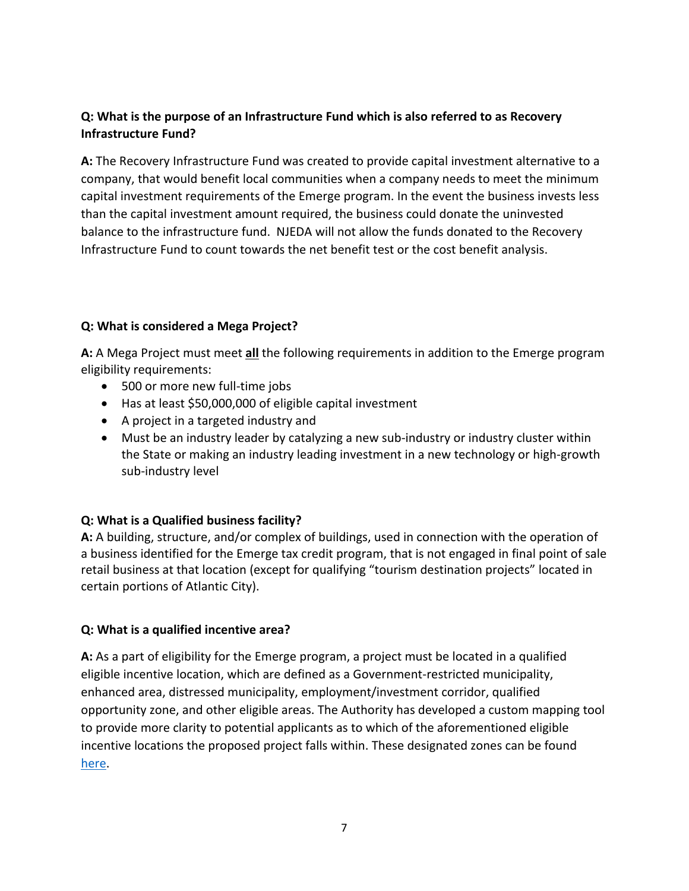**Q: What is the purpose of an Infrastructure Fund which is also referred to as Recovery Infrastructure Fund?**

**A:** The Recovery Infrastructure Fund was created to provide capital investment alternative to a company, that would benefit local communities when a company needs to meet the minimum capital investment requirements of the Emerge program. In the event the business invests less than the capital investment amount required, the business could donate the uninvested balance to the infrastructure fund. NJEDA will not allow the funds donated to the Recovery Infrastructure Fund to count towards the net benefit test or the cost benefit analysis.

**Q: What is considered a Mega Project?**

**A:** A Mega Project must meet **<u>all</u>** the following requirements in addition to the Emerge program eligibility requirements:

- 500 or more new full-time jobs
- Has at least $50,000,000 of eligible capital investment
- A project in a targeted industry and
- Must be an industry leader by catalyzing a new sub-industry or industry cluster within the State or making an industry leading investment in a new technology or high-growth sub-industry level

**Q: What is a Qualified business facility?**

**A:** A building, structure, and/or complex of buildings, used in connection with the operation of a business identified for the Emerge tax credit program, that is not engaged in final point of sale retail business at that location (except for qualifying "tourism destination projects" located in certain portions of Atlantic City).

**Q: What is a qualified incentive area?**

**A:** As a part of eligibility for the Emerge program, a project must be located in a qualified eligible incentive location, which are defined as a Government-restricted municipality, enhanced area, distressed municipality, employment/investment corridor, qualified opportunity zone, and other eligible areas. The Authority has developed a custom mapping tool to provide more clarity to potential applicants as to which of the aforementioned eligible incentive locations the proposed project falls within. These designated zones can be found here.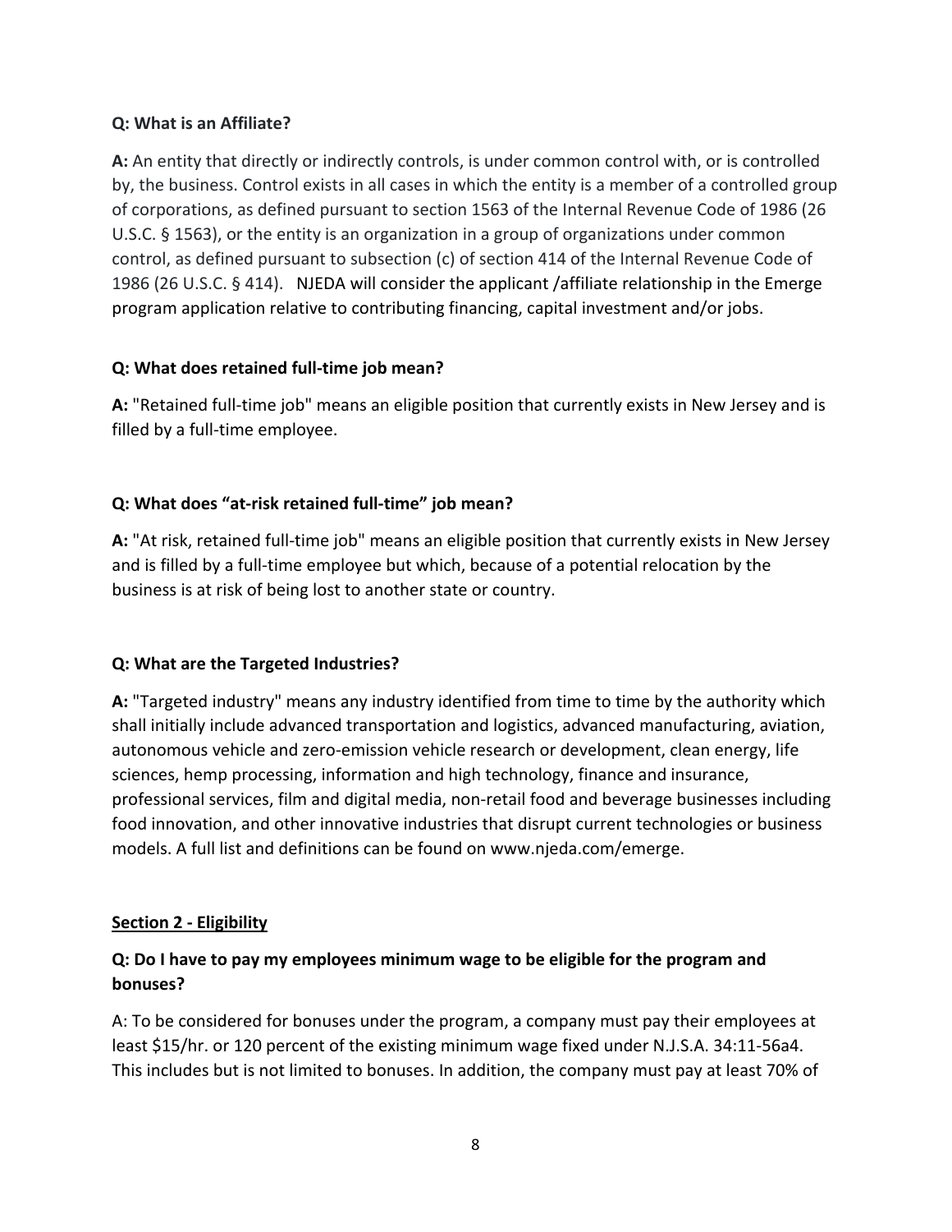**Q: What is an Affiliate?**

**A:** An entity that directly or indirectly controls, is under common control with, or is controlled by, the business. Control exists in all cases in which the entity is a member of a controlled group of corporations, as defined pursuant to section 1563 of the Internal Revenue Code of 1986 (26 U.S.C. § 1563), or the entity is an organization in a group of organizations under common control, as defined pursuant to subsection (c) of section 414 of the Internal Revenue Code of 1986 (26 U.S.C. § 414). NJEDA will consider the applicant /affiliate relationship in the Emerge program application relative to contributing financing, capital investment and/or jobs.

**Q: What does retained full-time job mean?**

**A:** "Retained full-time job" means an eligible position that currently exists in New Jersey and is filled by a full-time employee.

**Q: What does "at-risk retained full-time" job mean?**

**A:** "At risk, retained full-time job" means an eligible position that currently exists in New Jersey and is filled by a full-time employee but which, because of a potential relocation by the business is at risk of being lost to another state or country.

**Q: What are the Targeted Industries?**

**A:** "Targeted industry" means any industry identified from time to time by the authority which shall initially include advanced transportation and logistics, advanced manufacturing, aviation, autonomous vehicle and zero-emission vehicle research or development, clean energy, life sciences, hemp processing, information and high technology, finance and insurance, professional services, film and digital media, non-retail food and beverage businesses including food innovation, and other innovative industries that disrupt current technologies or business models. A full list and definitions can be found on www.njeda.com/emerge.

## <u>Section 2 - Eligibility</u>

**Q: Do I have to pay my employees minimum wage to be eligible for the program and bonuses?**

A: To be considered for bonuses under the program, a company must pay their employees at least $15/hr. or 120 percent of the existing minimum wage fixed under N.J.S.A. 34:11-56a4. This includes but is not limited to bonuses. In addition, the company must pay at least 70% of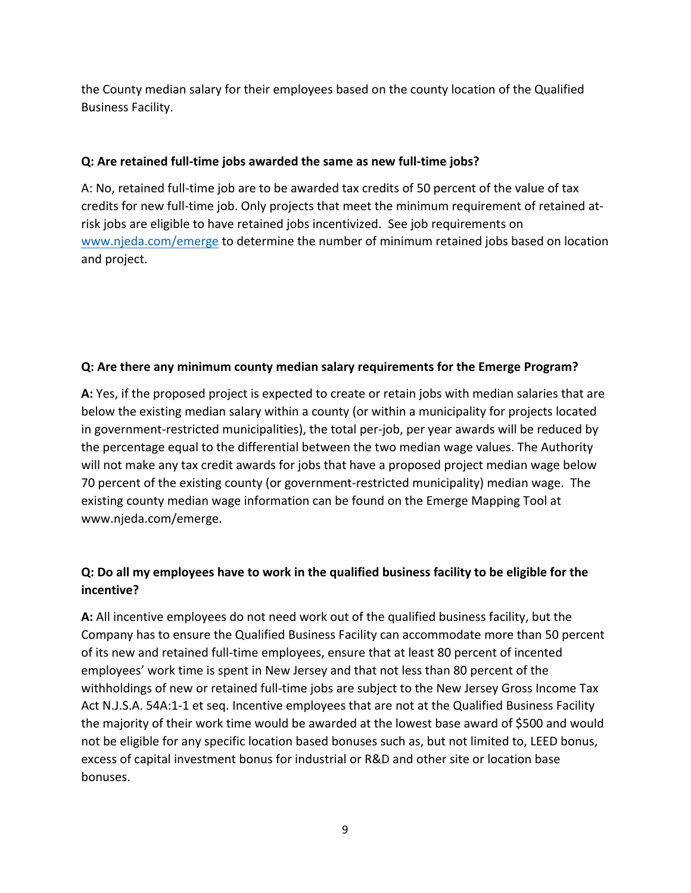the County median salary for their employees based on the county location of the Qualified Business Facility.

**Q: Are retained full-time jobs awarded the same as new full-time jobs?**

A: No, retained full-time job are to be awarded tax credits of 50 percent of the value of tax credits for new full-time job. Only projects that meet the minimum requirement of retained at-risk jobs are eligible to have retained jobs incentivized. See job requirements on [www.njeda.com/emerge](www.njeda.com/emerge) to determine the number of minimum retained jobs based on location and project.

**Q: Are there any minimum county median salary requirements for the Emerge Program?**

**A:** Yes, if the proposed project is expected to create or retain jobs with median salaries that are below the existing median salary within a county (or within a municipality for projects located in government-restricted municipalities), the total per-job, per year awards will be reduced by the percentage equal to the differential between the two median wage values. The Authority will not make any tax credit awards for jobs that have a proposed project median wage below 70 percent of the existing county (or government-restricted municipality) median wage. The existing county median wage information can be found on the Emerge Mapping Tool at www.njeda.com/emerge.

**Q: Do all my employees have to work in the qualified business facility to be eligible for the incentive?**

**A:** All incentive employees do not need work out of the qualified business facility, but the Company has to ensure the Qualified Business Facility can accommodate more than 50 percent of its new and retained full-time employees, ensure that at least 80 percent of incented employees' work time is spent in New Jersey and that not less than 80 percent of the withholdings of new or retained full-time jobs are subject to the New Jersey Gross Income Tax Act N.J.S.A. 54A:1-1 et seq. Incentive employees that are not at the Qualified Business Facility the majority of their work time would be awarded at the lowest base award of $500 and would not be eligible for any specific location based bonuses such as, but not limited to, LEED bonus, excess of capital investment bonus for industrial or R&D and other site or location base bonuses.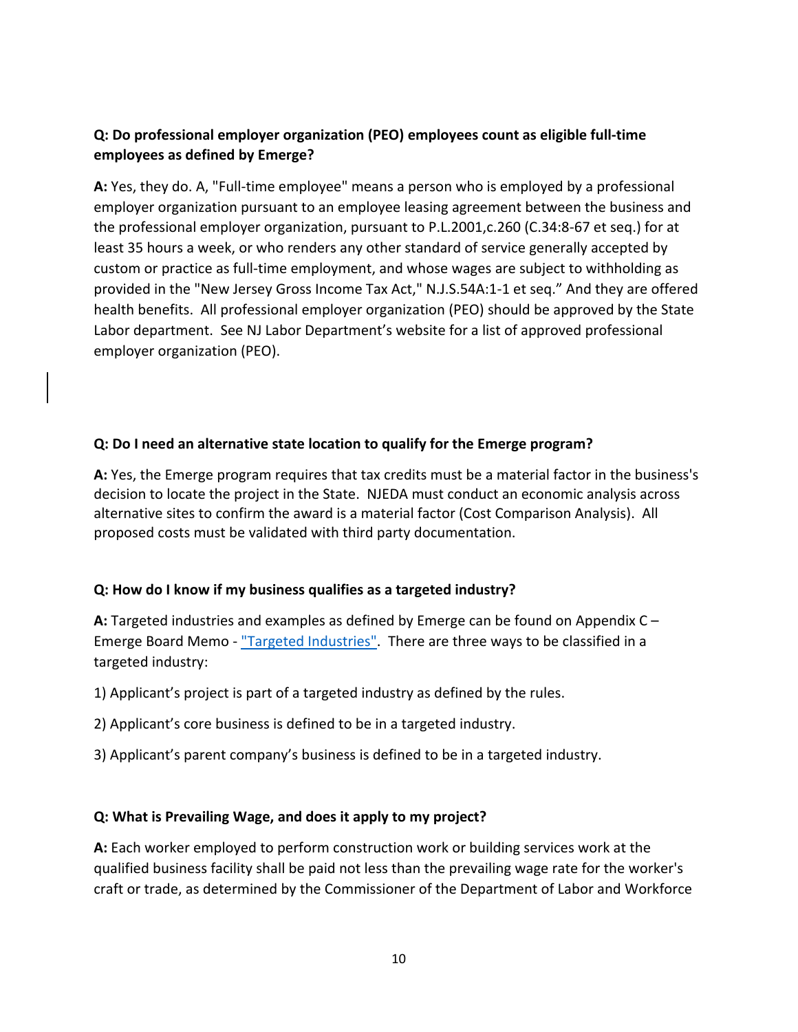**Q: Do professional employer organization (PEO) employees count as eligible full-time employees as defined by Emerge?**

**A:** Yes, they do. A, "Full-time employee" means a person who is employed by a professional employer organization pursuant to an employee leasing agreement between the business and the professional employer organization, pursuant to P.L.2001,c.260 (C.34:8-67 et seq.) for at least 35 hours a week, or who renders any other standard of service generally accepted by custom or practice as full-time employment, and whose wages are subject to withholding as provided in the "New Jersey Gross Income Tax Act," N.J.S.54A:1-1 et seq." And they are offered health benefits. All professional employer organization (PEO) should be approved by the State Labor department. See NJ Labor Department's website for a list of approved professional employer organization (PEO).

**Q: Do I need an alternative state location to qualify for the Emerge program?**

**A:** Yes, the Emerge program requires that tax credits must be a material factor in the business's decision to locate the project in the State. NJEDA must conduct an economic analysis across alternative sites to confirm the award is a material factor (Cost Comparison Analysis). All proposed costs must be validated with third party documentation.

**Q: How do I know if my business qualifies as a targeted industry?**

**A:** Targeted industries and examples as defined by Emerge can be found on Appendix C – Emerge Board Memo - "Targeted Industries". There are three ways to be classified in a targeted industry:

1) Applicant's project is part of a targeted industry as defined by the rules.

2) Applicant's core business is defined to be in a targeted industry.

3) Applicant's parent company's business is defined to be in a targeted industry.

**Q: What is Prevailing Wage, and does it apply to my project?**

**A:** Each worker employed to perform construction work or building services work at the qualified business facility shall be paid not less than the prevailing wage rate for the worker's craft or trade, as determined by the Commissioner of the Department of Labor and Workforce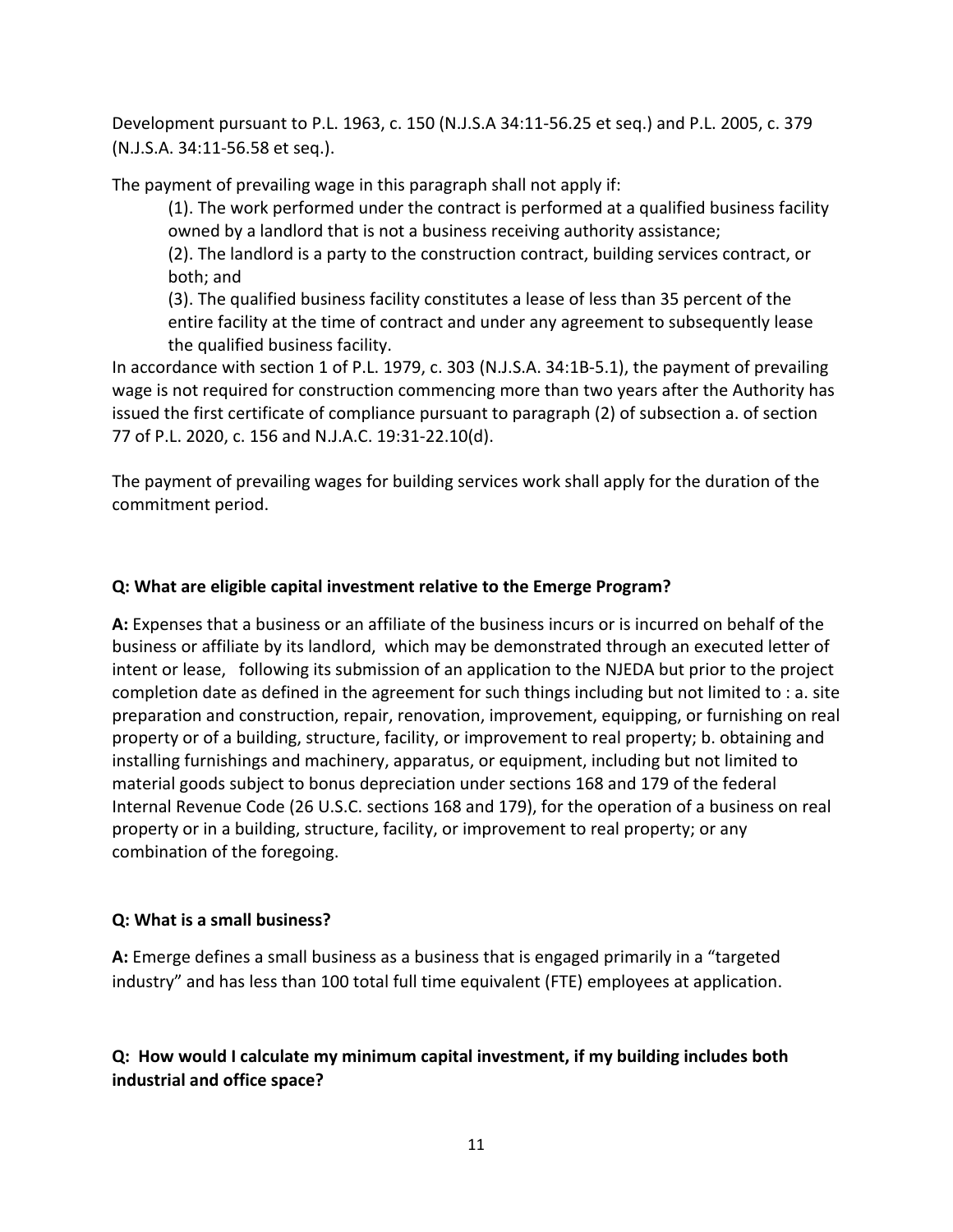Development pursuant to P.L. 1963, c. 150 (N.J.S.A 34:11-56.25 et seq.) and P.L. 2005, c. 379 (N.J.S.A. 34:11-56.58 et seq.).

The payment of prevailing wage in this paragraph shall not apply if:

> (1). The work performed under the contract is performed at a qualified business facility owned by a landlord that is not a business receiving authority assistance;
> (2). The landlord is a party to the construction contract, building services contract, or both; and
> (3). The qualified business facility constitutes a lease of less than 35 percent of the entire facility at the time of contract and under any agreement to subsequently lease the qualified business facility.

In accordance with section 1 of P.L. 1979, c. 303 (N.J.S.A. 34:1B-5.1), the payment of prevailing wage is not required for construction commencing more than two years after the Authority has issued the first certificate of compliance pursuant to paragraph (2) of subsection a. of section 77 of P.L. 2020, c. 156 and N.J.A.C. 19:31-22.10(d).

The payment of prevailing wages for building services work shall apply for the duration of the commitment period.

**Q: What are eligible capital investment relative to the Emerge Program?**

**A:** Expenses that a business or an affiliate of the business incurs or is incurred on behalf of the business or affiliate by its landlord, which may be demonstrated through an executed letter of intent or lease, following its submission of an application to the NJEDA but prior to the project completion date as defined in the agreement for such things including but not limited to : a. site preparation and construction, repair, renovation, improvement, equipping, or furnishing on real property or of a building, structure, facility, or improvement to real property; b. obtaining and installing furnishings and machinery, apparatus, or equipment, including but not limited to material goods subject to bonus depreciation under sections 168 and 179 of the federal Internal Revenue Code (26 U.S.C. sections 168 and 179), for the operation of a business on real property or in a building, structure, facility, or improvement to real property; or any combination of the foregoing.

**Q: What is a small business?**

**A:** Emerge defines a small business as a business that is engaged primarily in a "targeted industry" and has less than 100 total full time equivalent (FTE) employees at application.

**Q: How would I calculate my minimum capital investment, if my building includes both industrial and office space?**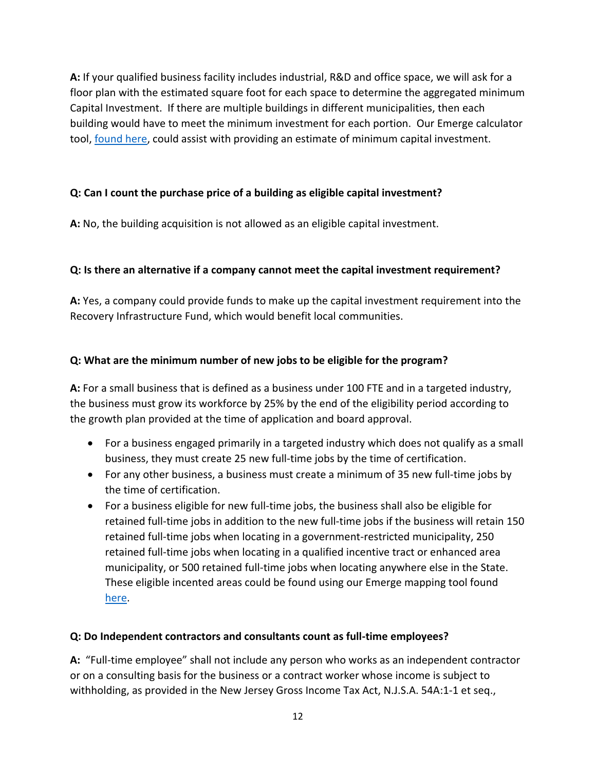**A:** If your qualified business facility includes industrial, R&D and office space, we will ask for a floor plan with the estimated square foot for each space to determine the aggregated minimum Capital Investment. If there are multiple buildings in different municipalities, then each building would have to meet the minimum investment for each portion. Our Emerge calculator tool, found here, could assist with providing an estimate of minimum capital investment.

**Q: Can I count the purchase price of a building as eligible capital investment?**

**A:** No, the building acquisition is not allowed as an eligible capital investment.

**Q: Is there an alternative if a company cannot meet the capital investment requirement?**

**A:** Yes, a company could provide funds to make up the capital investment requirement into the Recovery Infrastructure Fund, which would benefit local communities.

**Q: What are the minimum number of new jobs to be eligible for the program?**

**A:** For a small business that is defined as a business under 100 FTE and in a targeted industry, the business must grow its workforce by 25% by the end of the eligibility period according to the growth plan provided at the time of application and board approval.

- For a business engaged primarily in a targeted industry which does not qualify as a small business, they must create 25 new full-time jobs by the time of certification.
- For any other business, a business must create a minimum of 35 new full-time jobs by the time of certification.
- For a business eligible for new full-time jobs, the business shall also be eligible for retained full-time jobs in addition to the new full-time jobs if the business will retain 150 retained full-time jobs when locating in a government-restricted municipality, 250 retained full-time jobs when locating in a qualified incentive tract or enhanced area municipality, or 500 retained full-time jobs when locating anywhere else in the State. These eligible incented areas could be found using our Emerge mapping tool found here.

**Q: Do Independent contractors and consultants count as full-time employees?**

**A:** "Full-time employee" shall not include any person who works as an independent contractor or on a consulting basis for the business or a contract worker whose income is subject to withholding, as provided in the New Jersey Gross Income Tax Act, N.J.S.A. 54A:1-1 et seq.,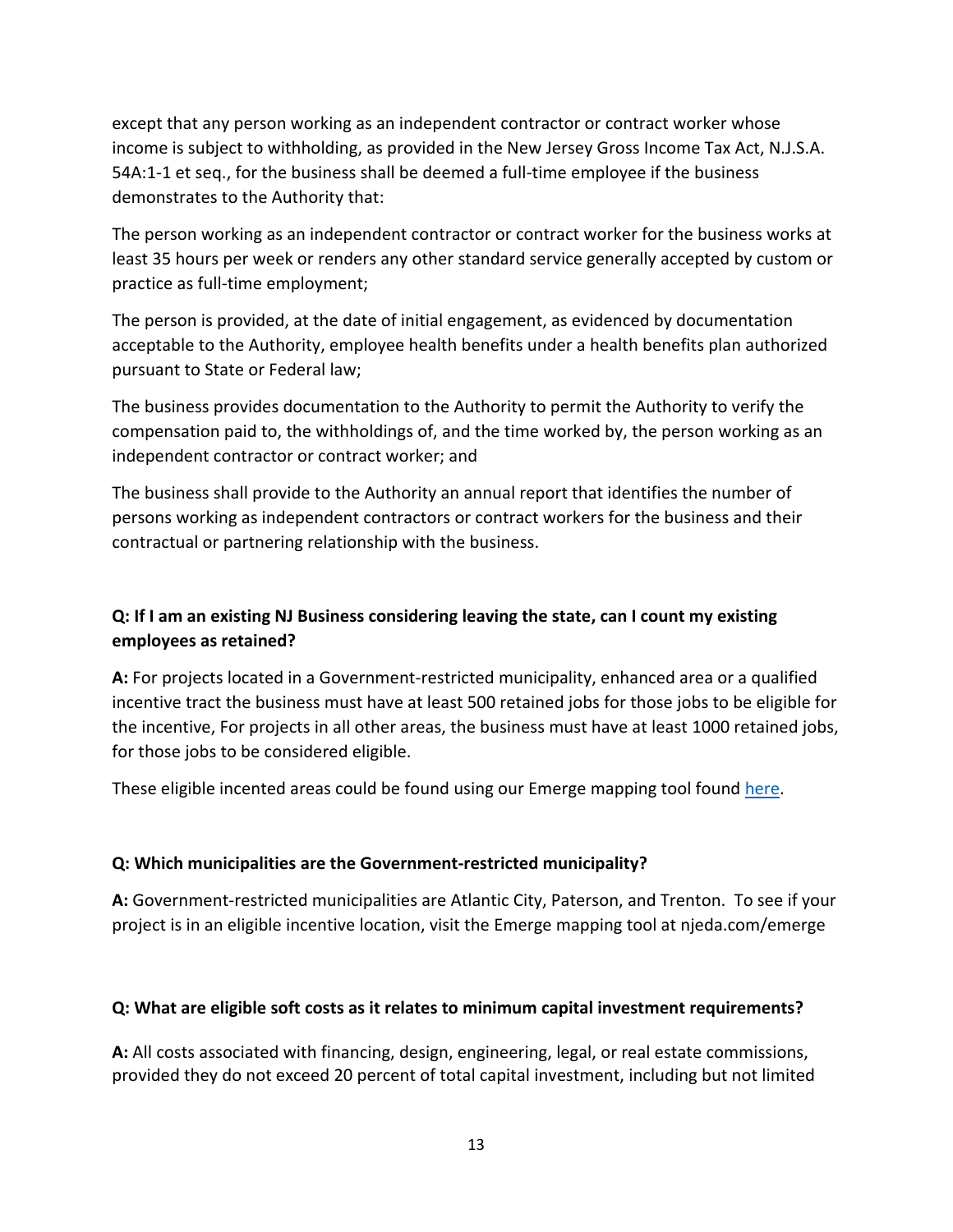except that any person working as an independent contractor or contract worker whose income is subject to withholding, as provided in the New Jersey Gross Income Tax Act, N.J.S.A. 54A:1-1 et seq., for the business shall be deemed a full-time employee if the business demonstrates to the Authority that:

The person working as an independent contractor or contract worker for the business works at least 35 hours per week or renders any other standard service generally accepted by custom or practice as full-time employment;

The person is provided, at the date of initial engagement, as evidenced by documentation acceptable to the Authority, employee health benefits under a health benefits plan authorized pursuant to State or Federal law;

The business provides documentation to the Authority to permit the Authority to verify the compensation paid to, the withholdings of, and the time worked by, the person working as an independent contractor or contract worker; and

The business shall provide to the Authority an annual report that identifies the number of persons working as independent contractors or contract workers for the business and their contractual or partnering relationship with the business.

**Q: If I am an existing NJ Business considering leaving the state, can I count my existing employees as retained?**

**A:** For projects located in a Government-restricted municipality, enhanced area or a qualified incentive tract the business must have at least 500 retained jobs for those jobs to be eligible for the incentive, For projects in all other areas, the business must have at least 1000 retained jobs, for those jobs to be considered eligible.

These eligible incented areas could be found using our Emerge mapping tool found here.

**Q: Which municipalities are the Government-restricted municipality?**

**A:** Government-restricted municipalities are Atlantic City, Paterson, and Trenton. To see if your project is in an eligible incentive location, visit the Emerge mapping tool at njeda.com/emerge

**Q: What are eligible soft costs as it relates to minimum capital investment requirements?**

**A:** All costs associated with financing, design, engineering, legal, or real estate commissions, provided they do not exceed 20 percent of total capital investment, including but not limited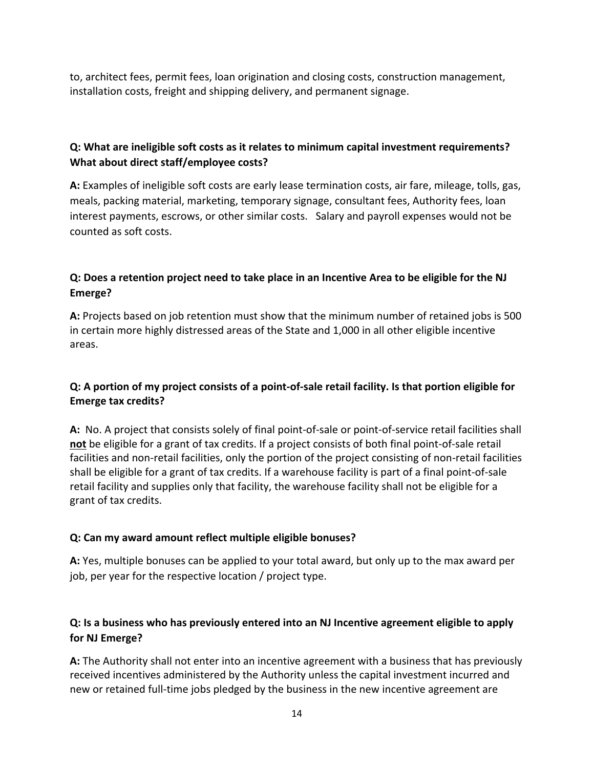to, architect fees, permit fees, loan origination and closing costs, construction management, installation costs, freight and shipping delivery, and permanent signage.

**Q: What are ineligible soft costs as it relates to minimum capital investment requirements? What about direct staff/employee costs?**

**A:** Examples of ineligible soft costs are early lease termination costs, air fare, mileage, tolls, gas, meals, packing material, marketing, temporary signage, consultant fees, Authority fees, loan interest payments, escrows, or other similar costs. Salary and payroll expenses would not be counted as soft costs.

**Q: Does a retention project need to take place in an Incentive Area to be eligible for the NJ Emerge?**

**A:** Projects based on job retention must show that the minimum number of retained jobs is 500 in certain more highly distressed areas of the State and 1,000 in all other eligible incentive areas.

**Q: A portion of my project consists of a point-of-sale retail facility. Is that portion eligible for Emerge tax credits?**

**A:** No. A project that consists solely of final point-of-sale or point-of-service retail facilities shall **<u>not</u>** be eligible for a grant of tax credits. If a project consists of both final point-of-sale retail facilities and non-retail facilities, only the portion of the project consisting of non-retail facilities shall be eligible for a grant of tax credits. If a warehouse facility is part of a final point-of-sale retail facility and supplies only that facility, the warehouse facility shall not be eligible for a grant of tax credits.

**Q: Can my award amount reflect multiple eligible bonuses?**

**A:** Yes, multiple bonuses can be applied to your total award, but only up to the max award per job, per year for the respective location / project type.

**Q: Is a business who has previously entered into an NJ Incentive agreement eligible to apply for NJ Emerge?**

**A:** The Authority shall not enter into an incentive agreement with a business that has previously received incentives administered by the Authority unless the capital investment incurred and new or retained full-time jobs pledged by the business in the new incentive agreement are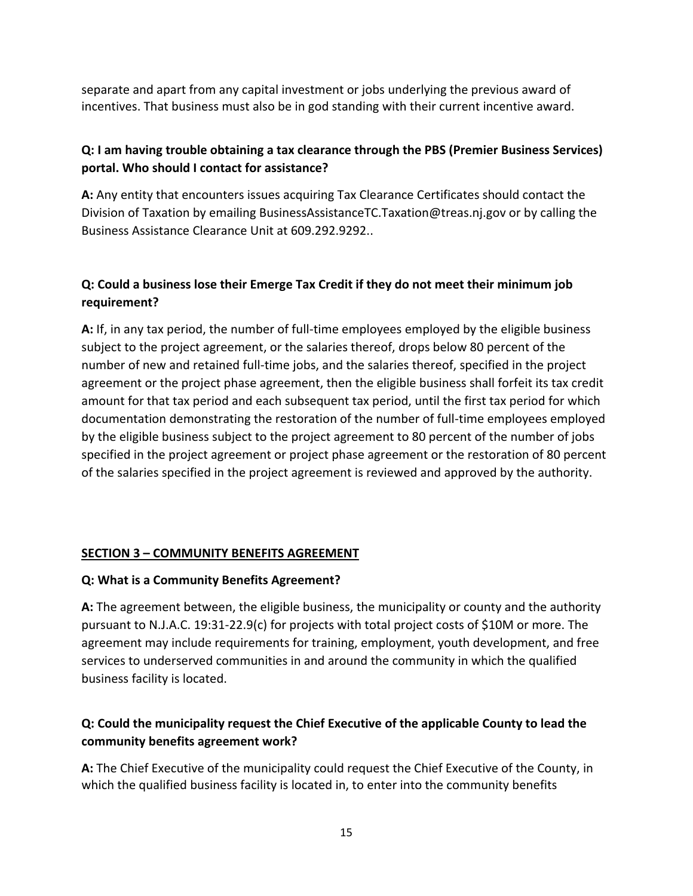separate and apart from any capital investment or jobs underlying the previous award of incentives. That business must also be in god standing with their current incentive award.

**Q: I am having trouble obtaining a tax clearance through the PBS (Premier Business Services) portal. Who should I contact for assistance?**

**A:** Any entity that encounters issues acquiring Tax Clearance Certificates should contact the Division of Taxation by emailing BusinessAssistanceTC.Taxation@treas.nj.gov or by calling the Business Assistance Clearance Unit at 609.292.9292..

**Q: Could a business lose their Emerge Tax Credit if they do not meet their minimum job requirement?**

**A:** If, in any tax period, the number of full-time employees employed by the eligible business subject to the project agreement, or the salaries thereof, drops below 80 percent of the number of new and retained full-time jobs, and the salaries thereof, specified in the project agreement or the project phase agreement, then the eligible business shall forfeit its tax credit amount for that tax period and each subsequent tax period, until the first tax period for which documentation demonstrating the restoration of the number of full-time employees employed by the eligible business subject to the project agreement to 80 percent of the number of jobs specified in the project agreement or project phase agreement or the restoration of 80 percent of the salaries specified in the project agreement is reviewed and approved by the authority.

## SECTION 3 – COMMUNITY BENEFITS AGREEMENT

**Q: What is a Community Benefits Agreement?**

**A:** The agreement between, the eligible business, the municipality or county and the authority pursuant to N.J.A.C. 19:31-22.9(c) for projects with total project costs of $10M or more. The agreement may include requirements for training, employment, youth development, and free services to underserved communities in and around the community in which the qualified business facility is located.

**Q: Could the municipality request the Chief Executive of the applicable County to lead the community benefits agreement work?**

**A:** The Chief Executive of the municipality could request the Chief Executive of the County, in which the qualified business facility is located in, to enter into the community benefits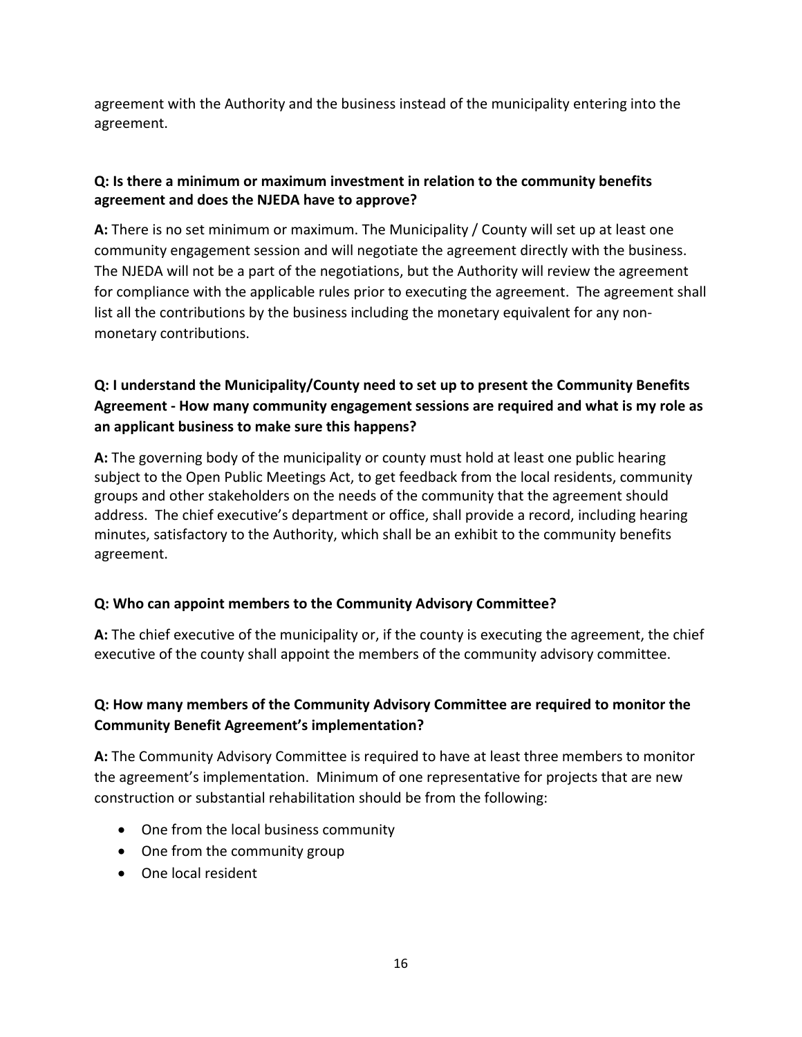agreement with the Authority and the business instead of the municipality entering into the agreement.

**Q: Is there a minimum or maximum investment in relation to the community benefits agreement and does the NJEDA have to approve?**

**A:** There is no set minimum or maximum. The Municipality / County will set up at least one community engagement session and will negotiate the agreement directly with the business. The NJEDA will not be a part of the negotiations, but the Authority will review the agreement for compliance with the applicable rules prior to executing the agreement. The agreement shall list all the contributions by the business including the monetary equivalent for any non-monetary contributions.

**Q: I understand the Municipality/County need to set up to present the Community Benefits Agreement - How many community engagement sessions are required and what is my role as an applicant business to make sure this happens?**

**A:** The governing body of the municipality or county must hold at least one public hearing subject to the Open Public Meetings Act, to get feedback from the local residents, community groups and other stakeholders on the needs of the community that the agreement should address. The chief executive's department or office, shall provide a record, including hearing minutes, satisfactory to the Authority, which shall be an exhibit to the community benefits agreement.

**Q: Who can appoint members to the Community Advisory Committee?**

**A:** The chief executive of the municipality or, if the county is executing the agreement, the chief executive of the county shall appoint the members of the community advisory committee.

**Q: How many members of the Community Advisory Committee are required to monitor the Community Benefit Agreement's implementation?**

**A:** The Community Advisory Committee is required to have at least three members to monitor the agreement's implementation. Minimum of one representative for projects that are new construction or substantial rehabilitation should be from the following:

- One from the local business community
- One from the community group
- One local resident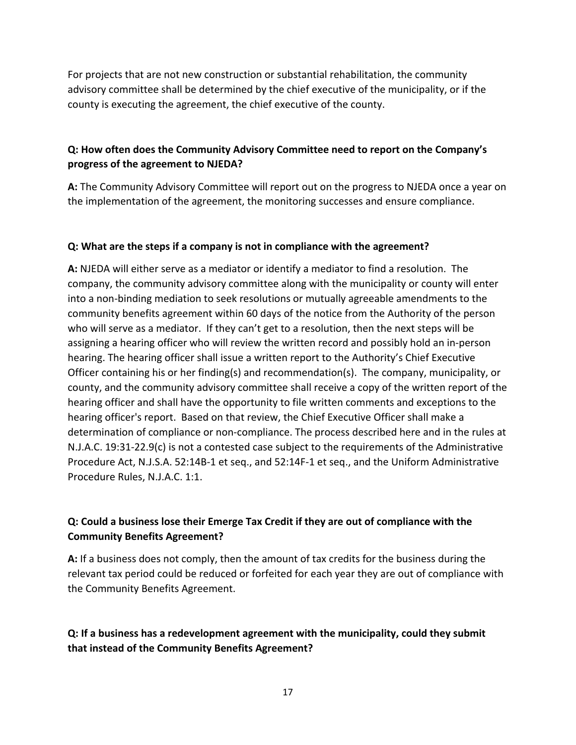For projects that are not new construction or substantial rehabilitation, the community advisory committee shall be determined by the chief executive of the municipality, or if the county is executing the agreement, the chief executive of the county.

**Q: How often does the Community Advisory Committee need to report on the Company's progress of the agreement to NJEDA?**

**A:** The Community Advisory Committee will report out on the progress to NJEDA once a year on the implementation of the agreement, the monitoring successes and ensure compliance.

**Q: What are the steps if a company is not in compliance with the agreement?**

**A:** NJEDA will either serve as a mediator or identify a mediator to find a resolution. The company, the community advisory committee along with the municipality or county will enter into a non-binding mediation to seek resolutions or mutually agreeable amendments to the community benefits agreement within 60 days of the notice from the Authority of the person who will serve as a mediator. If they can't get to a resolution, then the next steps will be assigning a hearing officer who will review the written record and possibly hold an in-person hearing. The hearing officer shall issue a written report to the Authority's Chief Executive Officer containing his or her finding(s) and recommendation(s). The company, municipality, or county, and the community advisory committee shall receive a copy of the written report of the hearing officer and shall have the opportunity to file written comments and exceptions to the hearing officer's report. Based on that review, the Chief Executive Officer shall make a determination of compliance or non-compliance. The process described here and in the rules at N.J.A.C. 19:31-22.9(c) is not a contested case subject to the requirements of the Administrative Procedure Act, N.J.S.A. 52:14B-1 et seq., and 52:14F-1 et seq., and the Uniform Administrative Procedure Rules, N.J.A.C. 1:1.

**Q: Could a business lose their Emerge Tax Credit if they are out of compliance with the Community Benefits Agreement?**

**A:** If a business does not comply, then the amount of tax credits for the business during the relevant tax period could be reduced or forfeited for each year they are out of compliance with the Community Benefits Agreement.

**Q: If a business has a redevelopment agreement with the municipality, could they submit that instead of the Community Benefits Agreement?**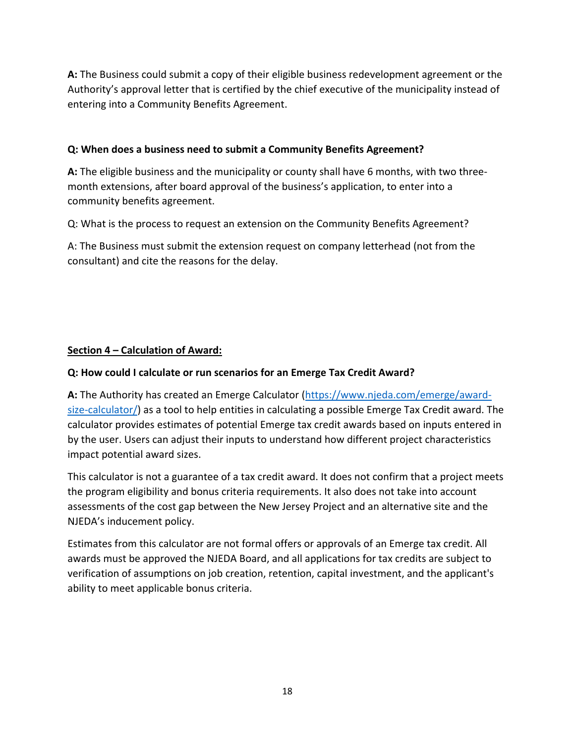**A:** The Business could submit a copy of their eligible business redevelopment agreement or the Authority's approval letter that is certified by the chief executive of the municipality instead of entering into a Community Benefits Agreement.

**Q: When does a business need to submit a Community Benefits Agreement?**

**A:** The eligible business and the municipality or county shall have 6 months, with two three-month extensions, after board approval of the business's application, to enter into a community benefits agreement.

Q: What is the process to request an extension on the Community Benefits Agreement?

A: The Business must submit the extension request on company letterhead (not from the consultant) and cite the reasons for the delay.

**Section 4 – Calculation of Award:**

**Q: How could I calculate or run scenarios for an Emerge Tax Credit Award?**

**A:** The Authority has created an Emerge Calculator ([https://www.njeda.com/emerge/award-size-calculator/](https://www.njeda.com/emerge/award-size-calculator/)) as a tool to help entities in calculating a possible Emerge Tax Credit award. The calculator provides estimates of potential Emerge tax credit awards based on inputs entered in by the user. Users can adjust their inputs to understand how different project characteristics impact potential award sizes.

This calculator is not a guarantee of a tax credit award. It does not confirm that a project meets the program eligibility and bonus criteria requirements. It also does not take into account assessments of the cost gap between the New Jersey Project and an alternative site and the NJEDA's inducement policy.

Estimates from this calculator are not formal offers or approvals of an Emerge tax credit. All awards must be approved the NJEDA Board, and all applications for tax credits are subject to verification of assumptions on job creation, retention, capital investment, and the applicant's ability to meet applicable bonus criteria.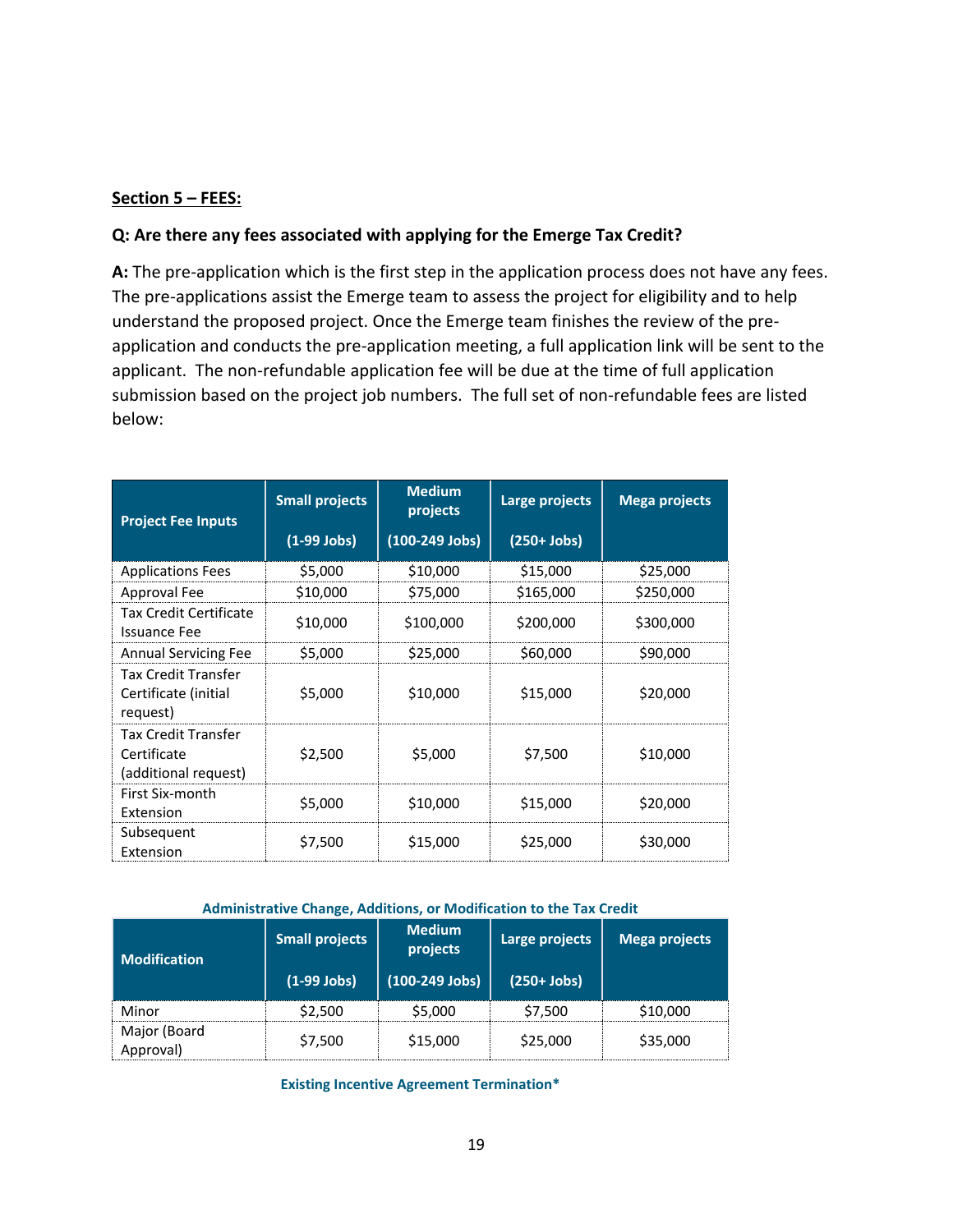**Section 5 – FEES:**

**Q: Are there any fees associated with applying for the Emerge Tax Credit?**

**A:** The pre-application which is the first step in the application process does not have any fees. The pre-applications assist the Emerge team to assess the project for eligibility and to help understand the proposed project. Once the Emerge team finishes the review of the pre-application and conducts the pre-application meeting, a full application link will be sent to the applicant. The non-refundable application fee will be due at the time of full application submission based on the project job numbers. The full set of non-refundable fees are listed below:

| Project Fee Inputs | Small projects (1-99 Jobs) | Medium projects (100-249 Jobs) | Large projects (250+ Jobs) | Mega projects |
|---|---|---|---|---|
| Applications Fees | $5,000 | $10,000 | $15,000 | $25,000 |
| Approval Fee | $10,000 | $75,000 | $165,000 | $250,000 |
| Tax Credit Certificate Issuance Fee | $10,000 | $100,000 | $200,000 | $300,000 |
| Annual Servicing Fee | $5,000 | $25,000 | $60,000 | $90,000 |
| Tax Credit Transfer Certificate (initial request) | $5,000 | $10,000 | $15,000 | $20,000 |
| Tax Credit Transfer Certificate (additional request) | $2,500 | $5,000 | $7,500 | $10,000 |
| First Six-month Extension | $5,000 | $10,000 | $15,000 | $20,000 |
| Subsequent Extension | $7,500 | $15,000 | $25,000 | $30,000 |

**Administrative Change, Additions, or Modification to the Tax Credit**

| Modification | Small projects (1-99 Jobs) | Medium projects (100-249 Jobs) | Large projects (250+ Jobs) | Mega projects |
|---|---|---|---|---|
| Minor | $2,500 | $5,000 | $7,500 | $10,000 |
| Major (Board Approval) | $7,500 | $15,000 | $25,000 | $35,000 |

**Existing Incentive Agreement Termination***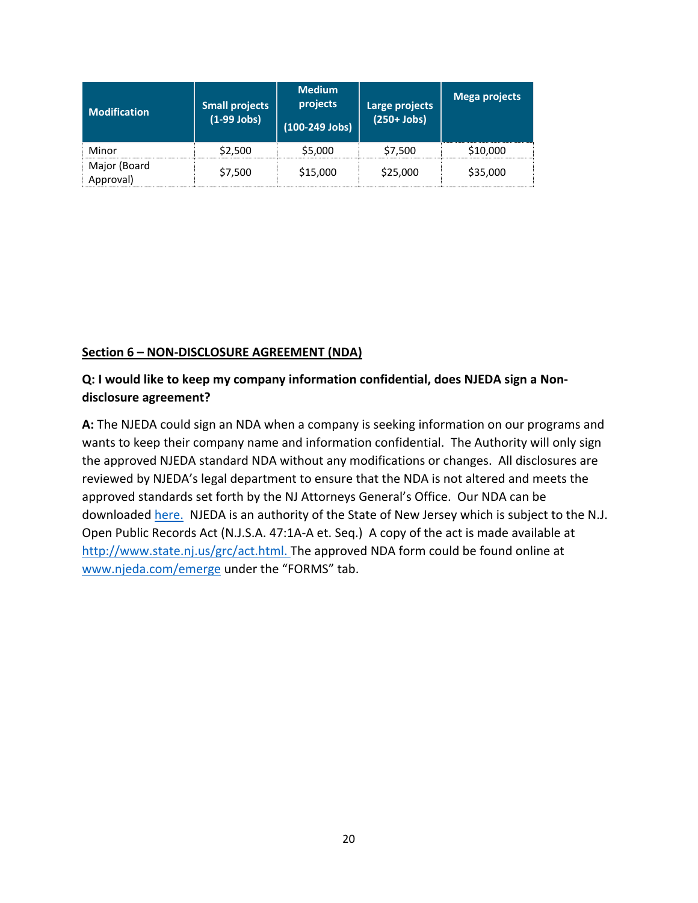| Modification | Small projects (1-99 Jobs) | Medium projects (100-249 Jobs) | Large projects (250+ Jobs) | Mega projects |
|---|---|---|---|---|
| Minor | $2,500 | $5,000 | $7,500 | $10,000 |
| Major (Board Approval) | $7,500 | $15,000 | $25,000 | $35,000 |

**<u>Section 6 – NON-DISCLOSURE AGREEMENT (NDA)</u>**

**Q: I would like to keep my company information confidential, does NJEDA sign a Non-disclosure agreement?**

**A:** The NJEDA could sign an NDA when a company is seeking information on our programs and wants to keep their company name and information confidential. The Authority will only sign the approved NJEDA standard NDA without any modifications or changes. All disclosures are reviewed by NJEDA's legal department to ensure that the NDA is not altered and meets the approved standards set forth by the NJ Attorneys General's Office. Our NDA can be downloaded here. NJEDA is an authority of the State of New Jersey which is subject to the N.J. Open Public Records Act (N.J.S.A. 47:1A-A et. Seq.) A copy of the act is made available at http://www.state.nj.us/grc/act.html. The approved NDA form could be found online at www.njeda.com/emerge under the "FORMS" tab.